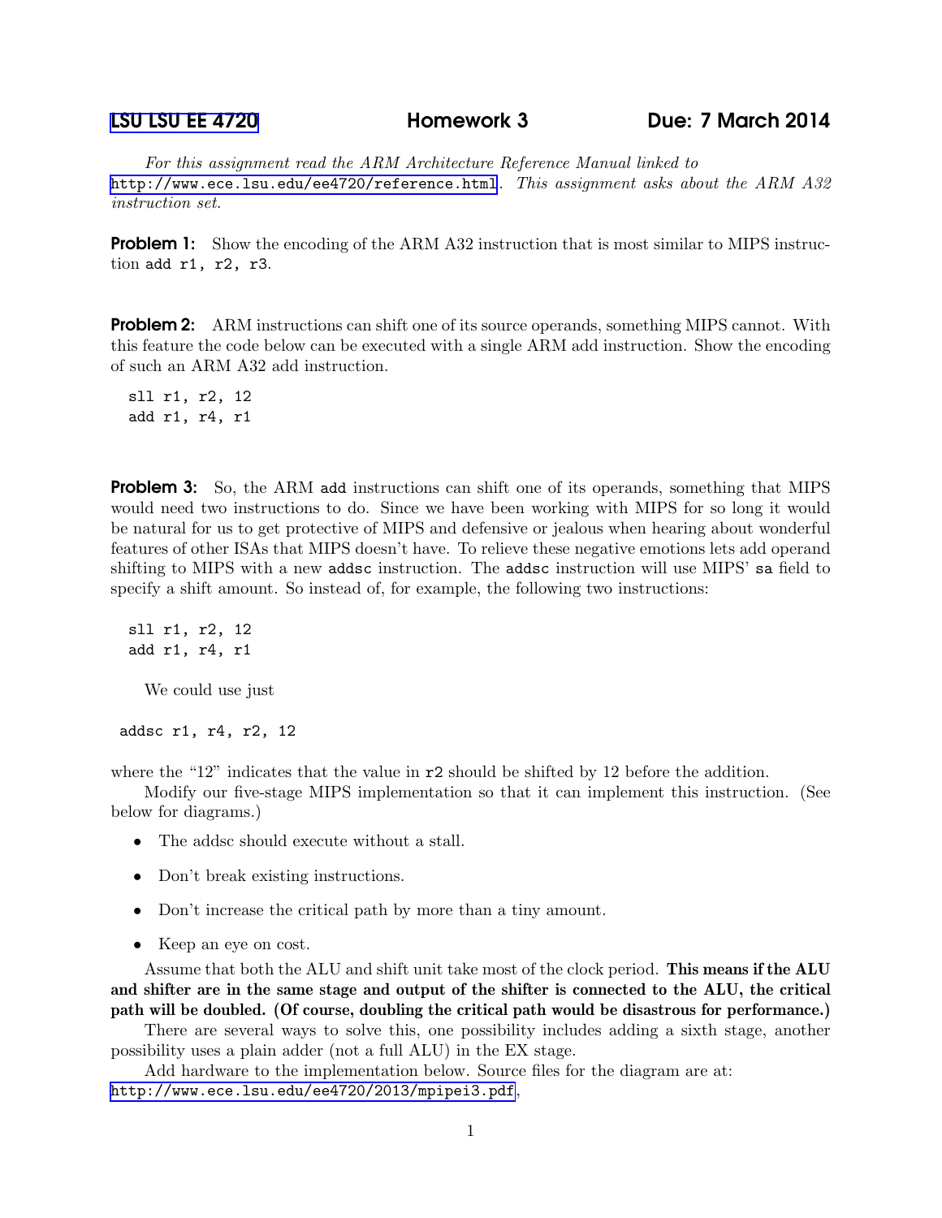# LSU LSU EE 4720 Homework 3 Due: 7 March 2014

*For this assignment read the ARM Architecture Reference Manual linked to* http://www.ece.lsu.edu/ee4720/reference.html. *This assignment asks about the ARM A32 instruction set.*

**Problem 1:** Show the encoding of the ARM A32 instruction that is most similar to MIPS instruction `add r1, r2, r3`.

**Problem 2:** ARM instructions can shift one of its source operands, something MIPS cannot. With this feature the code below can be executed with a single ARM add instruction. Show the encoding of such an ARM A32 add instruction.

```
sll r1, r2, 12
add r1, r4, r1
```

**Problem 3:** So, the ARM `add` instructions can shift one of its operands, something that MIPS would need two instructions to do. Since we have been working with MIPS for so long it would be natural for us to get protective of MIPS and defensive or jealous when hearing about wonderful features of other ISAs that MIPS doesn't have. To relieve these negative emotions lets add operand shifting to MIPS with a new `addsc` instruction. The `addsc` instruction will use MIPS' `sa` field to specify a shift amount. So instead of, for example, the following two instructions:

```
sll r1, r2, 12
add r1, r4, r1
```

We could use just

```
addsc r1, r4, r2, 12
```

where the "12" indicates that the value in `r2` should be shifted by 12 before the addition.

Modify our five-stage MIPS implementation so that it can implement this instruction. (See below for diagrams.)

- The addsc should execute without a stall.
- Don't break existing instructions.
- Don't increase the critical path by more than a tiny amount.
- Keep an eye on cost.

Assume that both the ALU and shift unit take most of the clock period. **This means if the ALU and shifter are in the same stage and output of the shifter is connected to the ALU, the critical path will be doubled. (Of course, doubling the critical path would be disastrous for performance.)**

There are several ways to solve this, one possibility includes adding a sixth stage, another possibility uses a plain adder (not a full ALU) in the EX stage.

Add hardware to the implementation below. Source files for the diagram are at: http://www.ece.lsu.edu/ee4720/2013/mpipei3.pdf,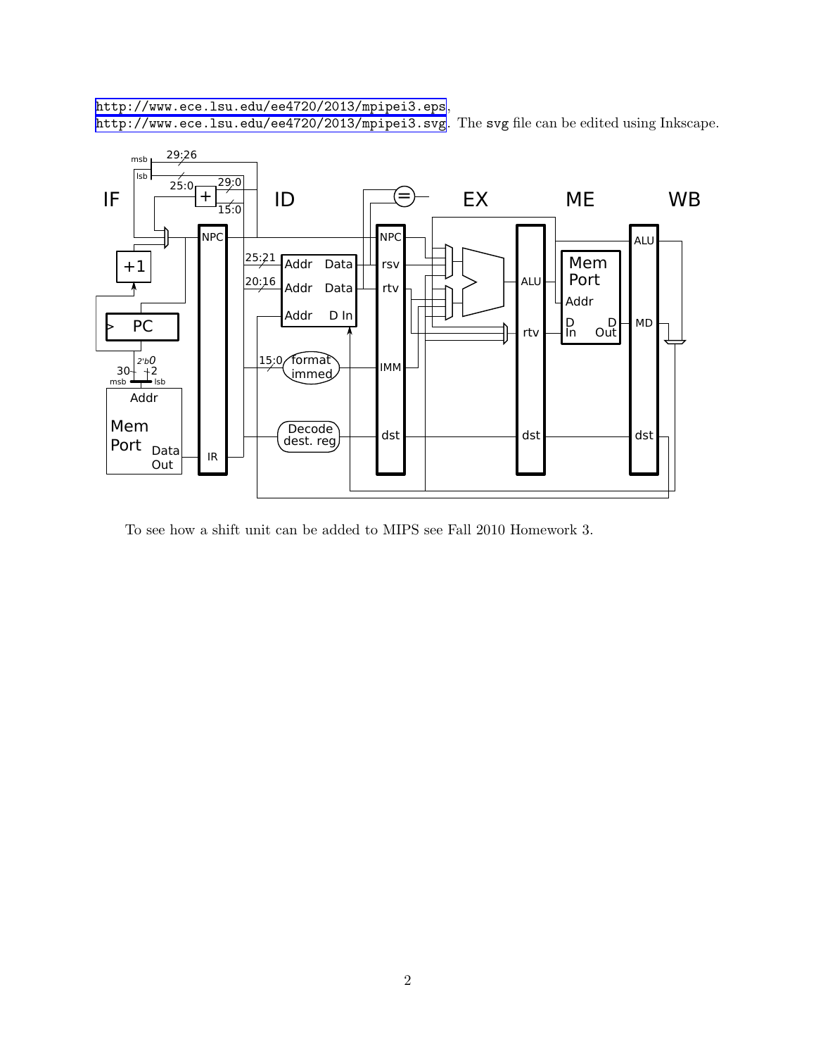http://www.ece.lsu.edu/ee4720/2013/mpipei3.eps,
http://www.ece.lsu.edu/ee4720/2013/mpipei3.svg. The svg file can be edited using Inkscape.

IF ID EX ME WB

29:26
msb
lsb
25:0
29:0
15:0
NPC
+1
PC
2'b0
30
+2
msb
lsb
Addr
Mem
Port
Data
Out
IR
25:21
20:16
Addr Data
Addr Data
Addr D In
15:0
format
immed
Decode
dest. reg
=
NPC
rsv
rtv
IMM
dst
ALU
rtv
dst
Mem
Port
Addr
D
In
D
Out
ALU
MD
dst

To see how a shift unit can be added to MIPS see Fall 2010 Homework 3.